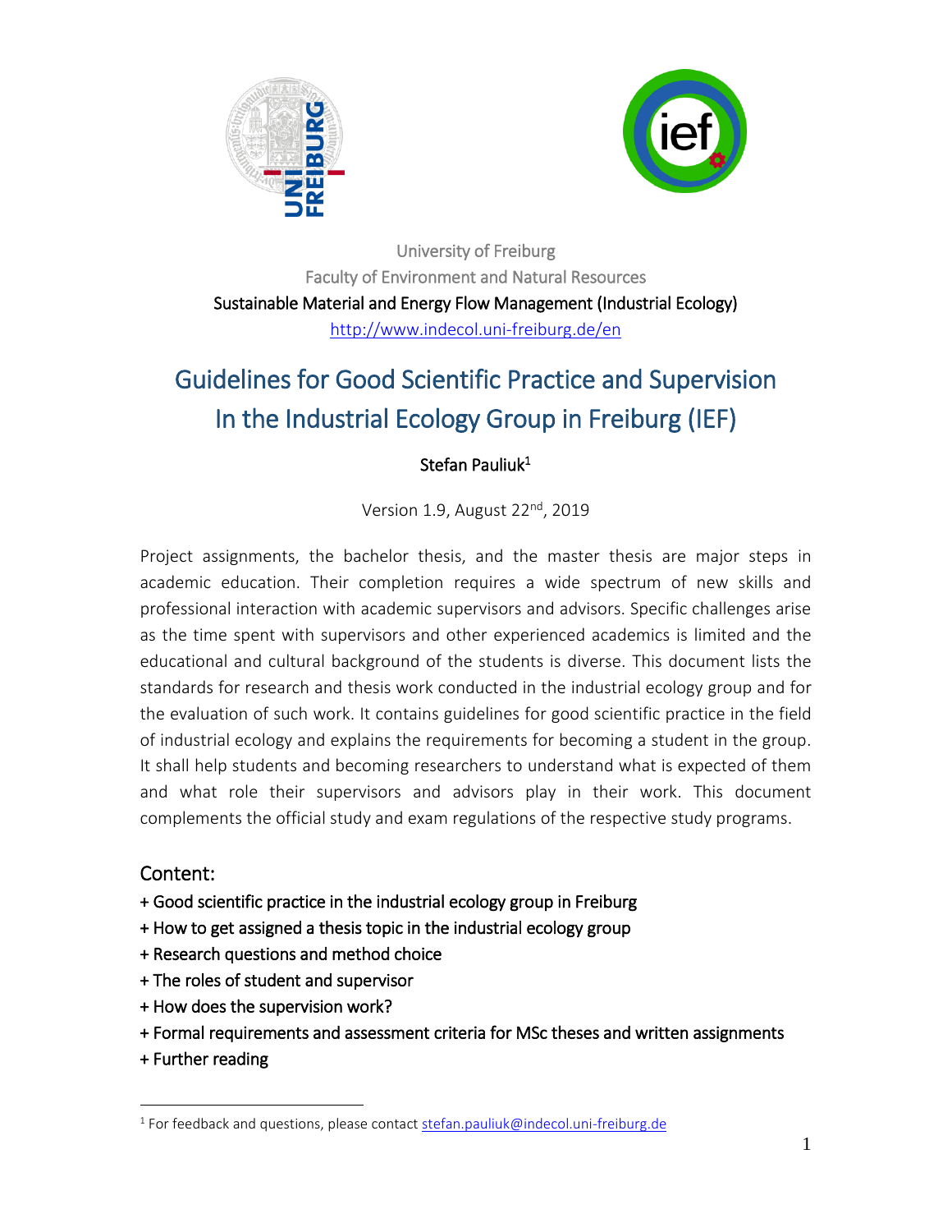University of Freiburg

Faculty of Environment and Natural Resources

Sustainable Material and Energy Flow Management (Industrial Ecology)

http://www.indecol.uni-freiburg.de/en

# Guidelines for Good Scientific Practice and Supervision In the Industrial Ecology Group in Freiburg (IEF)

Stefan Pauliuk[1]

Version 1.9, August 22nd, 2019

Project assignments, the bachelor thesis, and the master thesis are major steps in academic education. Their completion requires a wide spectrum of new skills and professional interaction with academic supervisors and advisors. Specific challenges arise as the time spent with supervisors and other experienced academics is limited and the educational and cultural background of the students is diverse. This document lists the standards for research and thesis work conducted in the industrial ecology group and for the evaluation of such work. It contains guidelines for good scientific practice in the field of industrial ecology and explains the requirements for becoming a student in the group. It shall help students and becoming researchers to understand what is expected of them and what role their supervisors and advisors play in their work. This document complements the official study and exam regulations of the respective study programs.

## Content:

+ Good scientific practice in the industrial ecology group in Freiburg
+ How to get assigned a thesis topic in the industrial ecology group
+ Research questions and method choice
+ The roles of student and supervisor
+ How does the supervision work?
+ Formal requirements and assessment criteria for MSc theses and written assignments
+ Further reading

[1] For feedback and questions, please contact stefan.pauliuk@indecol.uni-freiburg.de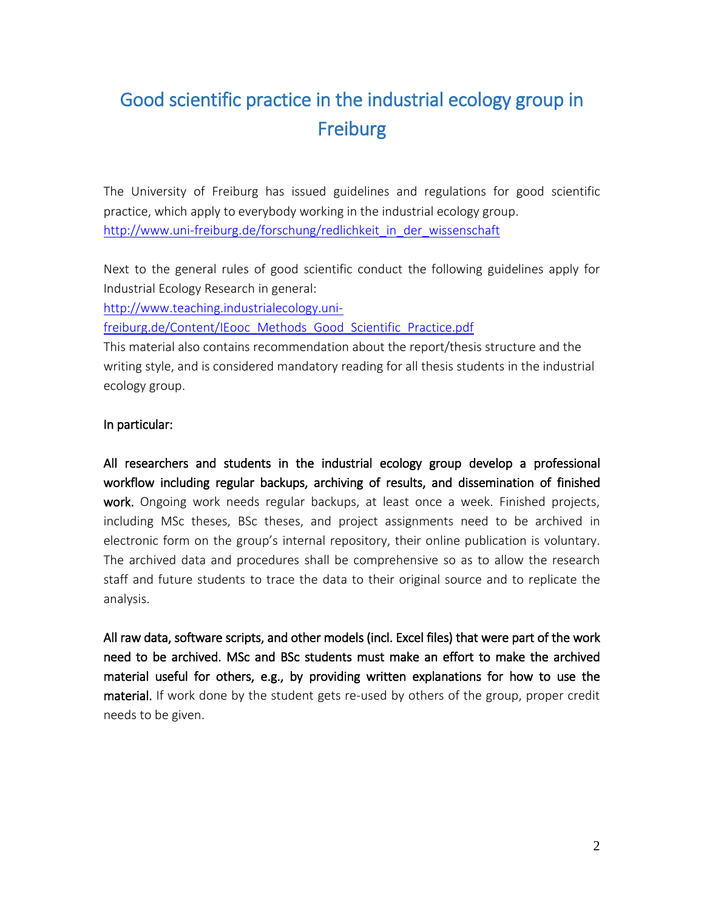# Good scientific practice in the industrial ecology group in Freiburg

The University of Freiburg has issued guidelines and regulations for good scientific practice, which apply to everybody working in the industrial ecology group.
[http://www.uni-freiburg.de/forschung/redlichkeit_in_der_wissenschaft](http://www.uni-freiburg.de/forschung/redlichkeit_in_der_wissenschaft)

Next to the general rules of good scientific conduct the following guidelines apply for Industrial Ecology Research in general:
[http://www.teaching.industrialecology.uni-freiburg.de/Content/IEooc_Methods_Good_Scientific_Practice.pdf](http://www.teaching.industrialecology.uni-freiburg.de/Content/IEooc_Methods_Good_Scientific_Practice.pdf)
This material also contains recommendation about the report/thesis structure and the writing style, and is considered mandatory reading for all thesis students in the industrial ecology group.

In particular:

**All researchers and students in the industrial ecology group develop a professional workflow including regular backups, archiving of results, and dissemination of finished work.** Ongoing work needs regular backups, at least once a week. Finished projects, including MSc theses, BSc theses, and project assignments need to be archived in electronic form on the group's internal repository, their online publication is voluntary. The archived data and procedures shall be comprehensive so as to allow the research staff and future students to trace the data to their original source and to replicate the analysis.

**All raw data, software scripts, and other models (incl. Excel files) that were part of the work need to be archived. MSc and BSc students must make an effort to make the archived material useful for others, e.g., by providing written explanations for how to use the material.** If work done by the student gets re-used by others of the group, proper credit needs to be given.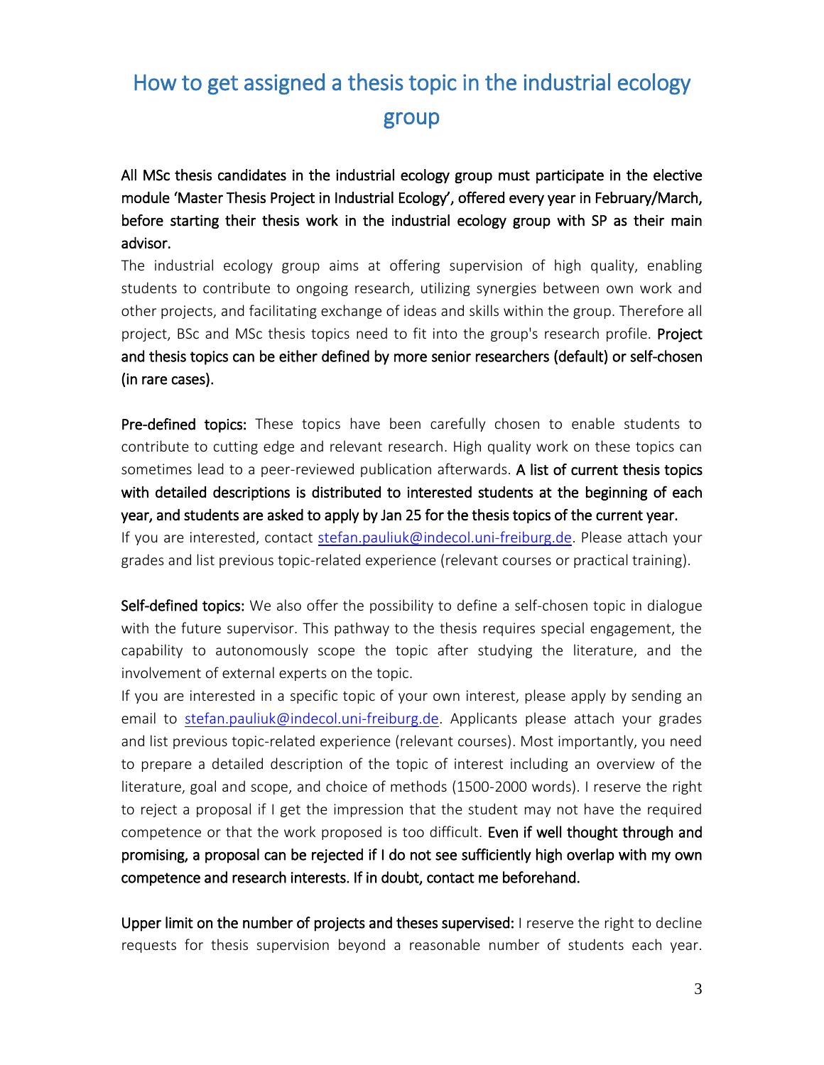# How to get assigned a thesis topic in the industrial ecology group

**All MSc thesis candidates in the industrial ecology group must participate in the elective module 'Master Thesis Project in Industrial Ecology', offered every year in February/March, before starting their thesis work in the industrial ecology group with SP as their main advisor.**

The industrial ecology group aims at offering supervision of high quality, enabling students to contribute to ongoing research, utilizing synergies between own work and other projects, and facilitating exchange of ideas and skills within the group. Therefore all project, BSc and MSc thesis topics need to fit into the group's research profile. **Project and thesis topics can be either defined by more senior researchers (default) or self-chosen (in rare cases).**

**Pre-defined topics:** These topics have been carefully chosen to enable students to contribute to cutting edge and relevant research. High quality work on these topics can sometimes lead to a peer-reviewed publication afterwards. **A list of current thesis topics with detailed descriptions is distributed to interested students at the beginning of each year, and students are asked to apply by Jan 25 for the thesis topics of the current year.**

If you are interested, contact stefan.pauliuk@indecol.uni-freiburg.de. Please attach your grades and list previous topic-related experience (relevant courses or practical training).

**Self-defined topics:** We also offer the possibility to define a self-chosen topic in dialogue with the future supervisor. This pathway to the thesis requires special engagement, the capability to autonomously scope the topic after studying the literature, and the involvement of external experts on the topic.

If you are interested in a specific topic of your own interest, please apply by sending an email to stefan.pauliuk@indecol.uni-freiburg.de. Applicants please attach your grades and list previous topic-related experience (relevant courses). Most importantly, you need to prepare a detailed description of the topic of interest including an overview of the literature, goal and scope, and choice of methods (1500-2000 words). I reserve the right to reject a proposal if I get the impression that the student may not have the required competence or that the work proposed is too difficult. **Even if well thought through and promising, a proposal can be rejected if I do not see sufficiently high overlap with my own competence and research interests. If in doubt, contact me beforehand.**

**Upper limit on the number of projects and theses supervised:** I reserve the right to decline requests for thesis supervision beyond a reasonable number of students each year.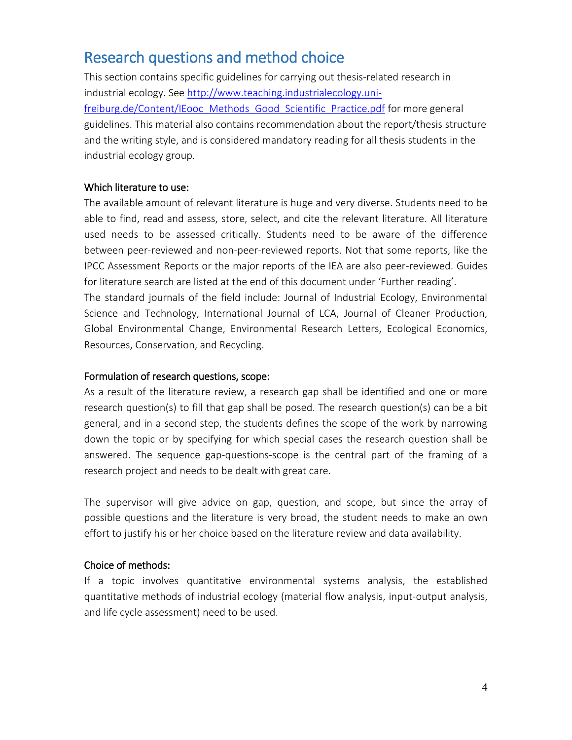# Research questions and method choice

This section contains specific guidelines for carrying out thesis-related research in industrial ecology. See [http://www.teaching.industrialecology.uni-freiburg.de/Content/IEooc_Methods_Good_Scientific_Practice.pdf](http://www.teaching.industrialecology.uni-freiburg.de/Content/IEooc_Methods_Good_Scientific_Practice.pdf) for more general guidelines. This material also contains recommendation about the report/thesis structure and the writing style, and is considered mandatory reading for all thesis students in the industrial ecology group.

### Which literature to use:

The available amount of relevant literature is huge and very diverse. Students need to be able to find, read and assess, store, select, and cite the relevant literature. All literature used needs to be assessed critically. Students need to be aware of the difference between peer-reviewed and non-peer-reviewed reports. Not that some reports, like the IPCC Assessment Reports or the major reports of the IEA are also peer-reviewed. Guides for literature search are listed at the end of this document under 'Further reading'.
The standard journals of the field include: Journal of Industrial Ecology, Environmental Science and Technology, International Journal of LCA, Journal of Cleaner Production, Global Environmental Change, Environmental Research Letters, Ecological Economics, Resources, Conservation, and Recycling.

### Formulation of research questions, scope:

As a result of the literature review, a research gap shall be identified and one or more research question(s) to fill that gap shall be posed. The research question(s) can be a bit general, and in a second step, the students defines the scope of the work by narrowing down the topic or by specifying for which special cases the research question shall be answered. The sequence gap-questions-scope is the central part of the framing of a research project and needs to be dealt with great care.

The supervisor will give advice on gap, question, and scope, but since the array of possible questions and the literature is very broad, the student needs to make an own effort to justify his or her choice based on the literature review and data availability.

### Choice of methods:

If a topic involves quantitative environmental systems analysis, the established quantitative methods of industrial ecology (material flow analysis, input-output analysis, and life cycle assessment) need to be used.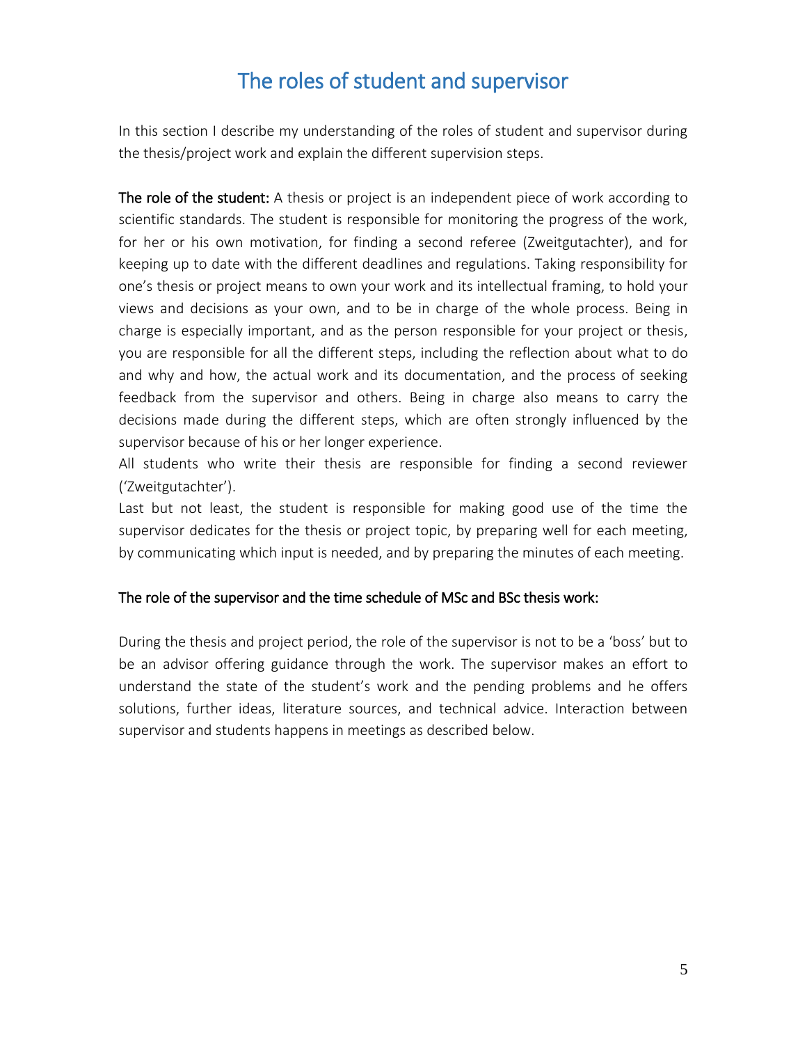# The roles of student and supervisor

In this section I describe my understanding of the roles of student and supervisor during the thesis/project work and explain the different supervision steps.

**The role of the student:** A thesis or project is an independent piece of work according to scientific standards. The student is responsible for monitoring the progress of the work, for her or his own motivation, for finding a second referee (Zweitgutachter), and for keeping up to date with the different deadlines and regulations. Taking responsibility for one's thesis or project means to own your work and its intellectual framing, to hold your views and decisions as your own, and to be in charge of the whole process. Being in charge is especially important, and as the person responsible for your project or thesis, you are responsible for all the different steps, including the reflection about what to do and why and how, the actual work and its documentation, and the process of seeking feedback from the supervisor and others. Being in charge also means to carry the decisions made during the different steps, which are often strongly influenced by the supervisor because of his or her longer experience.

All students who write their thesis are responsible for finding a second reviewer ('Zweitgutachter').

Last but not least, the student is responsible for making good use of the time the supervisor dedicates for the thesis or project topic, by preparing well for each meeting, by communicating which input is needed, and by preparing the minutes of each meeting.

## The role of the supervisor and the time schedule of MSc and BSc thesis work:

During the thesis and project period, the role of the supervisor is not to be a 'boss' but to be an advisor offering guidance through the work. The supervisor makes an effort to understand the state of the student's work and the pending problems and he offers solutions, further ideas, literature sources, and technical advice. Interaction between supervisor and students happens in meetings as described below.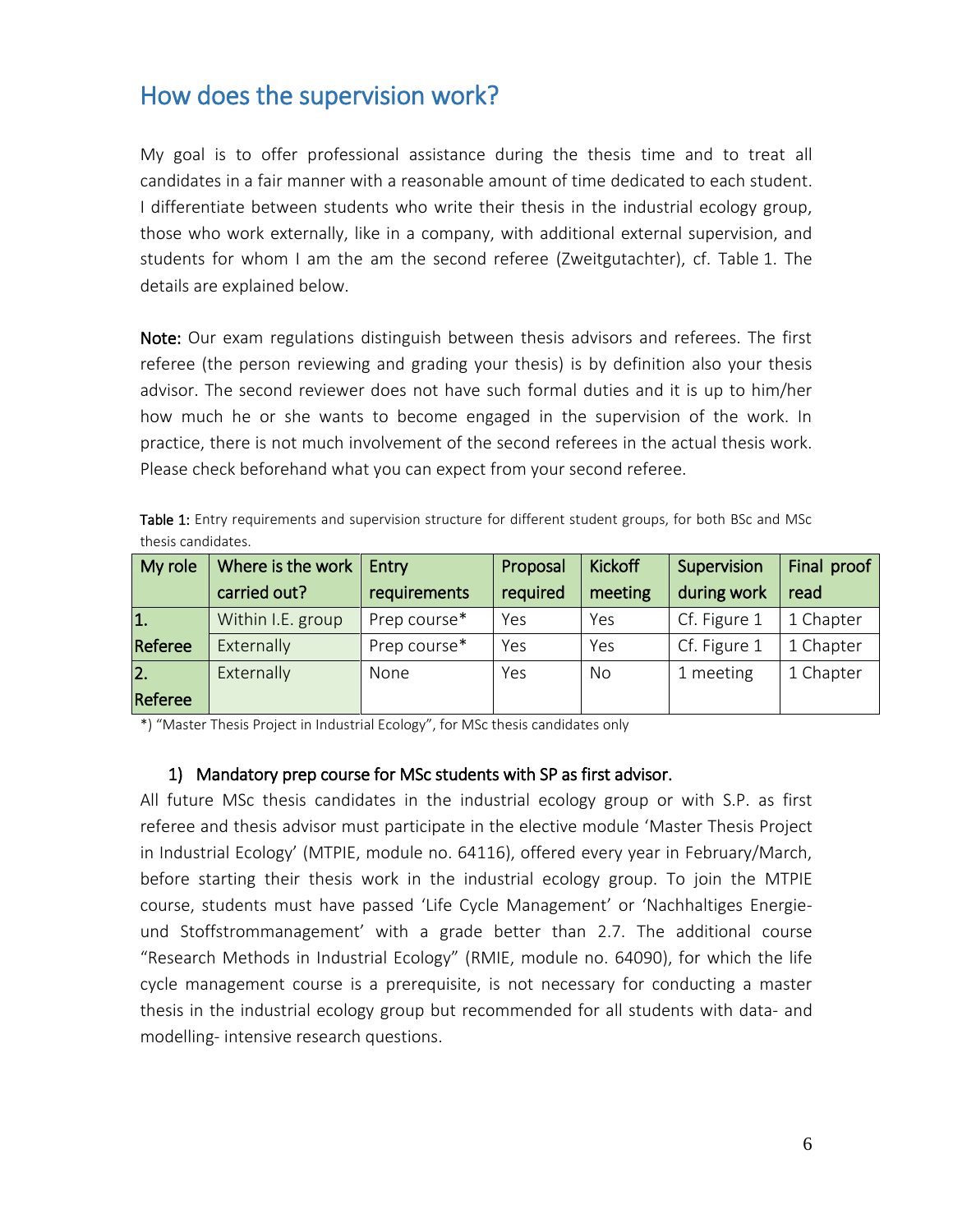## How does the supervision work?

My goal is to offer professional assistance during the thesis time and to treat all candidates in a fair manner with a reasonable amount of time dedicated to each student. I differentiate between students who write their thesis in the industrial ecology group, those who work externally, like in a company, with additional external supervision, and students for whom I am the am the second referee (Zweitgutachter), cf. Table 1. The details are explained below.

**Note:** Our exam regulations distinguish between thesis advisors and referees. The first referee (the person reviewing and grading your thesis) is by definition also your thesis advisor. The second reviewer does not have such formal duties and it is up to him/her how much he or she wants to become engaged in the supervision of the work. In practice, there is not much involvement of the second referees in the actual thesis work. Please check beforehand what you can expect from your second referee.

**Table 1:** Entry requirements and supervision structure for different student groups, for both BSc and MSc thesis candidates.

| My role | Where is the work carried out? | Entry requirements | Proposal required | Kickoff meeting | Supervision during work | Final proof read |
|---|---|---|---|---|---|---|
| 1. Referee | Within I.E. group | Prep course* | Yes | Yes | Cf. Figure 1 | 1 Chapter |
| | Externally | Prep course* | Yes | Yes | Cf. Figure 1 | 1 Chapter |
| 2. Referee | Externally | None | Yes | No | 1 meeting | 1 Chapter |

*) "Master Thesis Project in Industrial Ecology", for MSc thesis candidates only

### 1) Mandatory prep course for MSc students with SP as first advisor.

All future MSc thesis candidates in the industrial ecology group or with S.P. as first referee and thesis advisor must participate in the elective module 'Master Thesis Project in Industrial Ecology' (MTPIE, module no. 64116), offered every year in February/March, before starting their thesis work in the industrial ecology group. To join the MTPIE course, students must have passed 'Life Cycle Management' or 'Nachhaltiges Energie- und Stoffstrommanagement' with a grade better than 2.7. The additional course "Research Methods in Industrial Ecology" (RMIE, module no. 64090), for which the life cycle management course is a prerequisite, is not necessary for conducting a master thesis in the industrial ecology group but recommended for all students with data- and modelling- intensive research questions.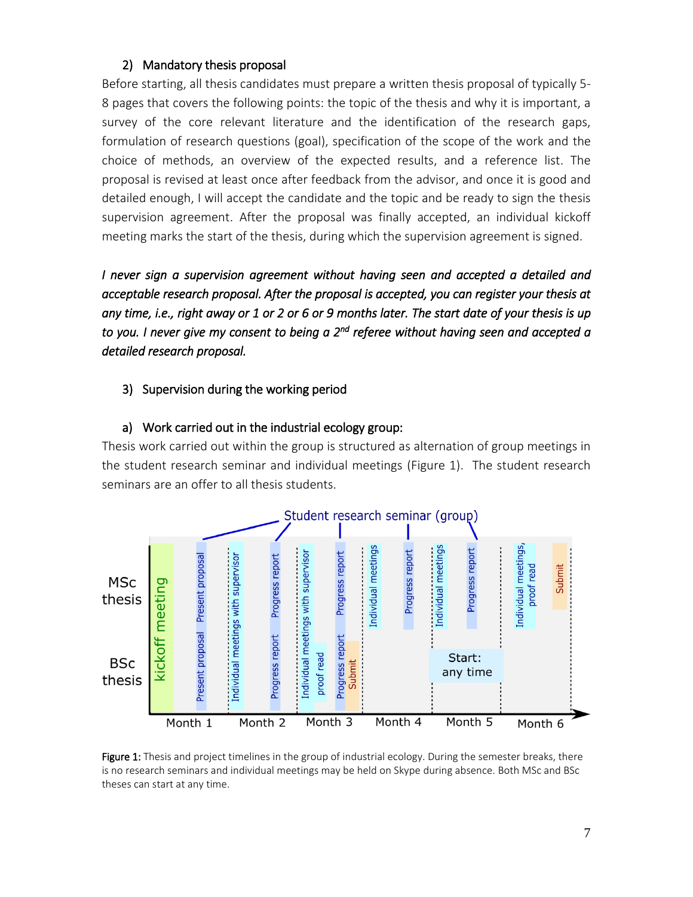2) Mandatory thesis proposal

Before starting, all thesis candidates must prepare a written thesis proposal of typically 5-8 pages that covers the following points: the topic of the thesis and why it is important, a survey of the core relevant literature and the identification of the research gaps, formulation of research questions (goal), specification of the scope of the work and the choice of methods, an overview of the expected results, and a reference list. The proposal is revised at least once after feedback from the advisor, and once it is good and detailed enough, I will accept the candidate and the topic and be ready to sign the thesis supervision agreement. After the proposal was finally accepted, an individual kickoff meeting marks the start of the thesis, during which the supervision agreement is signed.

*I never sign a supervision agreement without having seen and accepted a detailed and acceptable research proposal. After the proposal is accepted, you can register your thesis at any time, i.e., right away or 1 or 2 or 6 or 9 months later. The start date of your thesis is up to you. I never give my consent to being a 2nd referee without having seen and accepted a detailed research proposal.*

3) Supervision during the working period

a) Work carried out in the industrial ecology group:

Thesis work carried out within the group is structured as alternation of group meetings in the student research seminar and individual meetings (Figure 1). The student research seminars are an offer to all thesis students.

Figure 1: Thesis and project timelines in the group of industrial ecology. During the semester breaks, there is no research seminars and individual meetings may be held on Skype during absence. Both MSc and BSc theses can start at any time.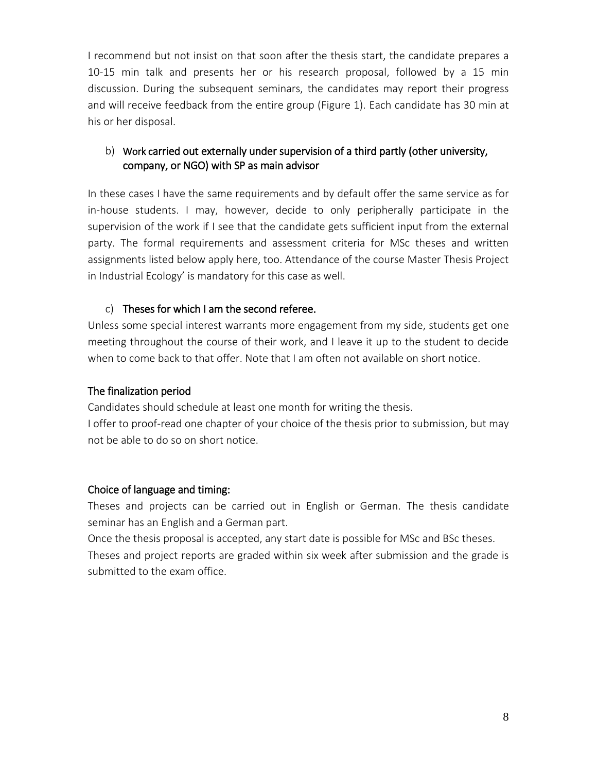I recommend but not insist on that soon after the thesis start, the candidate prepares a 10-15 min talk and presents her or his research proposal, followed by a 15 min discussion. During the subsequent seminars, the candidates may report their progress and will receive feedback from the entire group (Figure 1). Each candidate has 30 min at his or her disposal.

b) Work carried out externally under supervision of a third partly (other university, company, or NGO) with SP as main advisor

In these cases I have the same requirements and by default offer the same service as for in-house students. I may, however, decide to only peripherally participate in the supervision of the work if I see that the candidate gets sufficient input from the external party. The formal requirements and assessment criteria for MSc theses and written assignments listed below apply here, too. Attendance of the course Master Thesis Project in Industrial Ecology' is mandatory for this case as well.

c) Theses for which I am the second referee.

Unless some special interest warrants more engagement from my side, students get one meeting throughout the course of their work, and I leave it up to the student to decide when to come back to that offer. Note that I am often not available on short notice.

## The finalization period

Candidates should schedule at least one month for writing the thesis.

I offer to proof-read one chapter of your choice of the thesis prior to submission, but may not be able to do so on short notice.

## Choice of language and timing:

Theses and projects can be carried out in English or German. The thesis candidate seminar has an English and a German part.

Once the thesis proposal is accepted, any start date is possible for MSc and BSc theses.

Theses and project reports are graded within six week after submission and the grade is submitted to the exam office.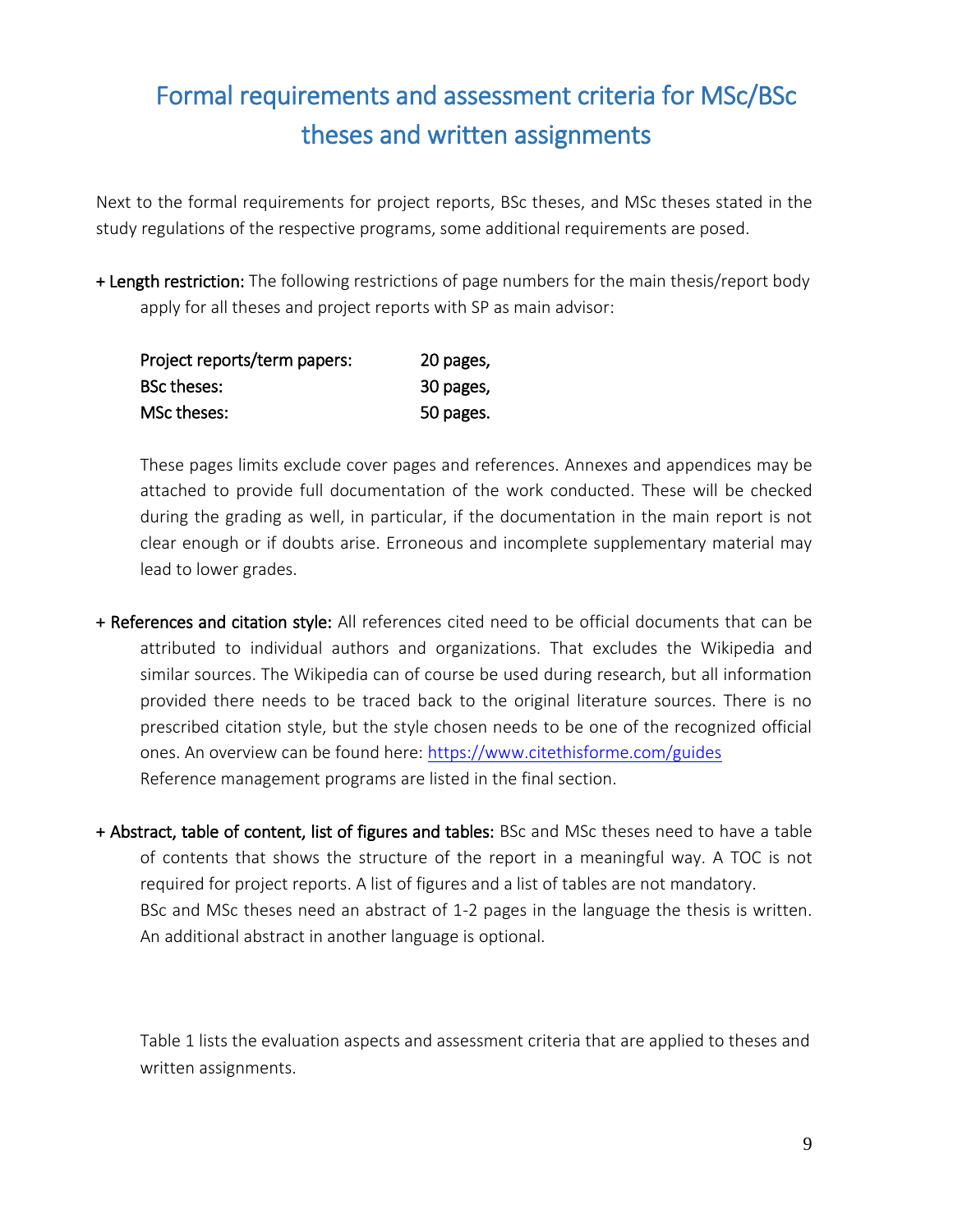# Formal requirements and assessment criteria for MSc/BSc theses and written assignments

Next to the formal requirements for project reports, BSc theses, and MSc theses stated in the study regulations of the respective programs, some additional requirements are posed.

+ **Length restriction:** The following restrictions of page numbers for the main thesis/report body apply for all theses and project reports with SP as main advisor:

| | |
|---|---|
| Project reports/term papers: | 20 pages, |
| BSc theses: | 30 pages, |
| MSc theses: | 50 pages. |

These pages limits exclude cover pages and references. Annexes and appendices may be attached to provide full documentation of the work conducted. These will be checked during the grading as well, in particular, if the documentation in the main report is not clear enough or if doubts arise. Erroneous and incomplete supplementary material may lead to lower grades.

+ **References and citation style:** All references cited need to be official documents that can be attributed to individual authors and organizations. That excludes the Wikipedia and similar sources. The Wikipedia can of course be used during research, but all information provided there needs to be traced back to the original literature sources. There is no prescribed citation style, but the style chosen needs to be one of the recognized official ones. An overview can be found here: https://www.citethisforme.com/guides
Reference management programs are listed in the final section.

+ **Abstract, table of content, list of figures and tables:** BSc and MSc theses need to have a table of contents that shows the structure of the report in a meaningful way. A TOC is not required for project reports. A list of figures and a list of tables are not mandatory.
BSc and MSc theses need an abstract of 1-2 pages in the language the thesis is written. An additional abstract in another language is optional.

Table 1 lists the evaluation aspects and assessment criteria that are applied to theses and written assignments.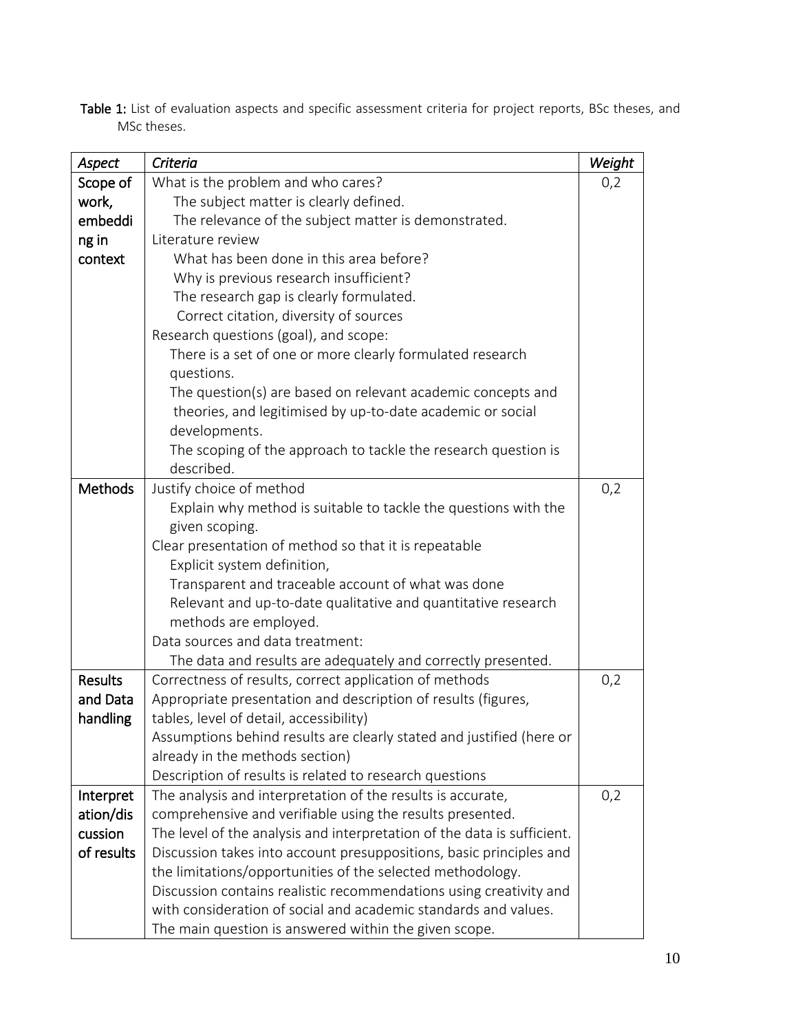**Table 1:** List of evaluation aspects and specific assessment criteria for project reports, BSc theses, and MSc theses.

| *Aspect* | *Criteria* | *Weight* |
|---|---|---|
| Scope of work, embedding in context | What is the problem and who cares?<br>The subject matter is clearly defined.<br>The relevance of the subject matter is demonstrated.<br>Literature review<br>What has been done in this area before?<br>Why is previous research insufficient?<br>The research gap is clearly formulated.<br>Correct citation, diversity of sources<br>Research questions (goal), and scope:<br>There is a set of one or more clearly formulated research questions.<br>The question(s) are based on relevant academic concepts and theories, and legitimised by up-to-date academic or social developments.<br>The scoping of the approach to tackle the research question is described. | 0,2 |
| Methods | Justify choice of method<br>Explain why method is suitable to tackle the questions with the given scoping.<br>Clear presentation of method so that it is repeatable<br>Explicit system definition,<br>Transparent and traceable account of what was done<br>Relevant and up-to-date qualitative and quantitative research methods are employed.<br>Data sources and data treatment:<br>The data and results are adequately and correctly presented. | 0,2 |
| Results and Data handling | Correctness of results, correct application of methods<br>Appropriate presentation and description of results (figures, tables, level of detail, accessibility)<br>Assumptions behind results are clearly stated and justified (here or already in the methods section)<br>Description of results is related to research questions | 0,2 |
| Interpretation/discussion of results | The analysis and interpretation of the results is accurate, comprehensive and verifiable using the results presented.<br>The level of the analysis and interpretation of the data is sufficient.<br>Discussion takes into account presuppositions, basic principles and the limitations/opportunities of the selected methodology.<br>Discussion contains realistic recommendations using creativity and with consideration of social and academic standards and values.<br>The main question is answered within the given scope. | 0,2 |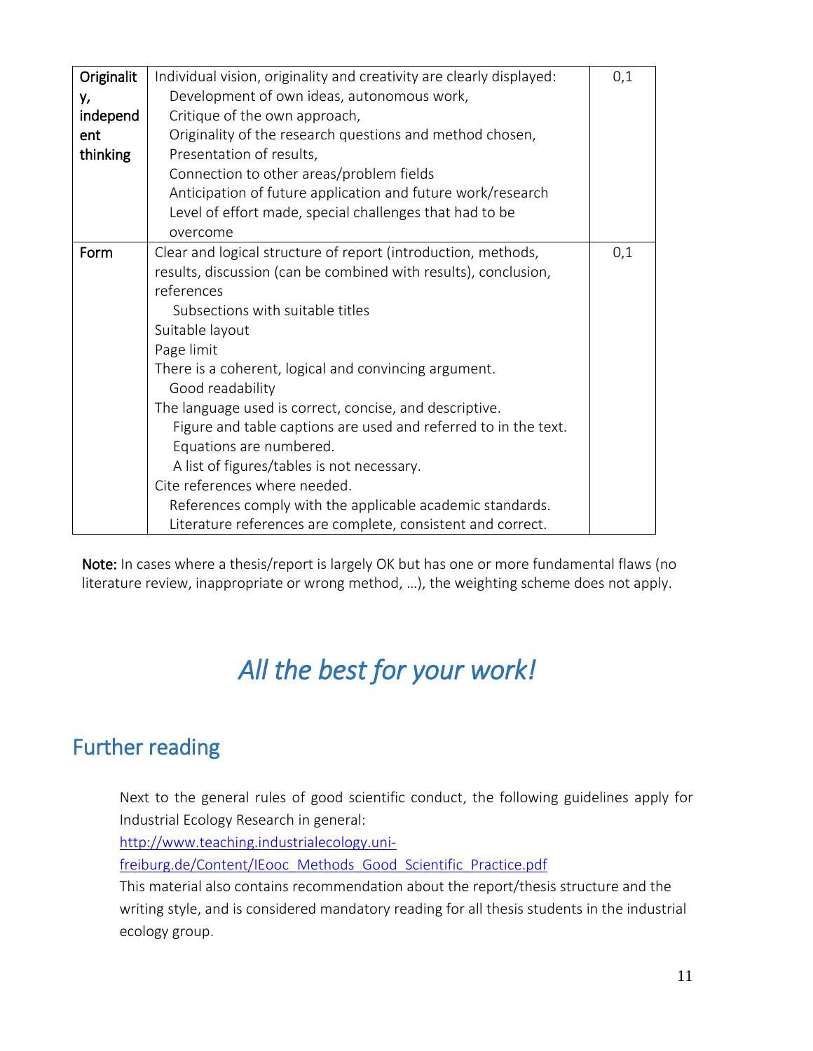| Originality, independent thinking | Individual vision, originality and creativity are clearly displayed:<br>Development of own ideas, autonomous work,<br>Critique of the own approach,<br>Originality of the research questions and method chosen,<br>Presentation of results,<br>Connection to other areas/problem fields<br>Anticipation of future application and future work/research<br>Level of effort made, special challenges that had to be overcome | 0,1 |
|---|---|---|
| Form | Clear and logical structure of report (introduction, methods, results, discussion (can be combined with results), conclusion, references<br>Subsections with suitable titles<br>Suitable layout<br>Page limit<br>There is a coherent, logical and convincing argument.<br>Good readability<br>The language used is correct, concise, and descriptive.<br>Figure and table captions are used and referred to in the text.<br>Equations are numbered.<br>A list of figures/tables is not necessary.<br>Cite references where needed.<br>References comply with the applicable academic standards.<br>Literature references are complete, consistent and correct. | 0,1 |

**Note:** In cases where a thesis/report is largely OK but has one or more fundamental flaws (no literature review, inappropriate or wrong method, …), the weighting scheme does not apply.

*All the best for your work!*

## Further reading

Next to the general rules of good scientific conduct, the following guidelines apply for Industrial Ecology Research in general:
http://www.teaching.industrialecology.uni-freiburg.de/Content/IEooc_Methods_Good_Scientific_Practice.pdf
This material also contains recommendation about the report/thesis structure and the writing style, and is considered mandatory reading for all thesis students in the industrial ecology group.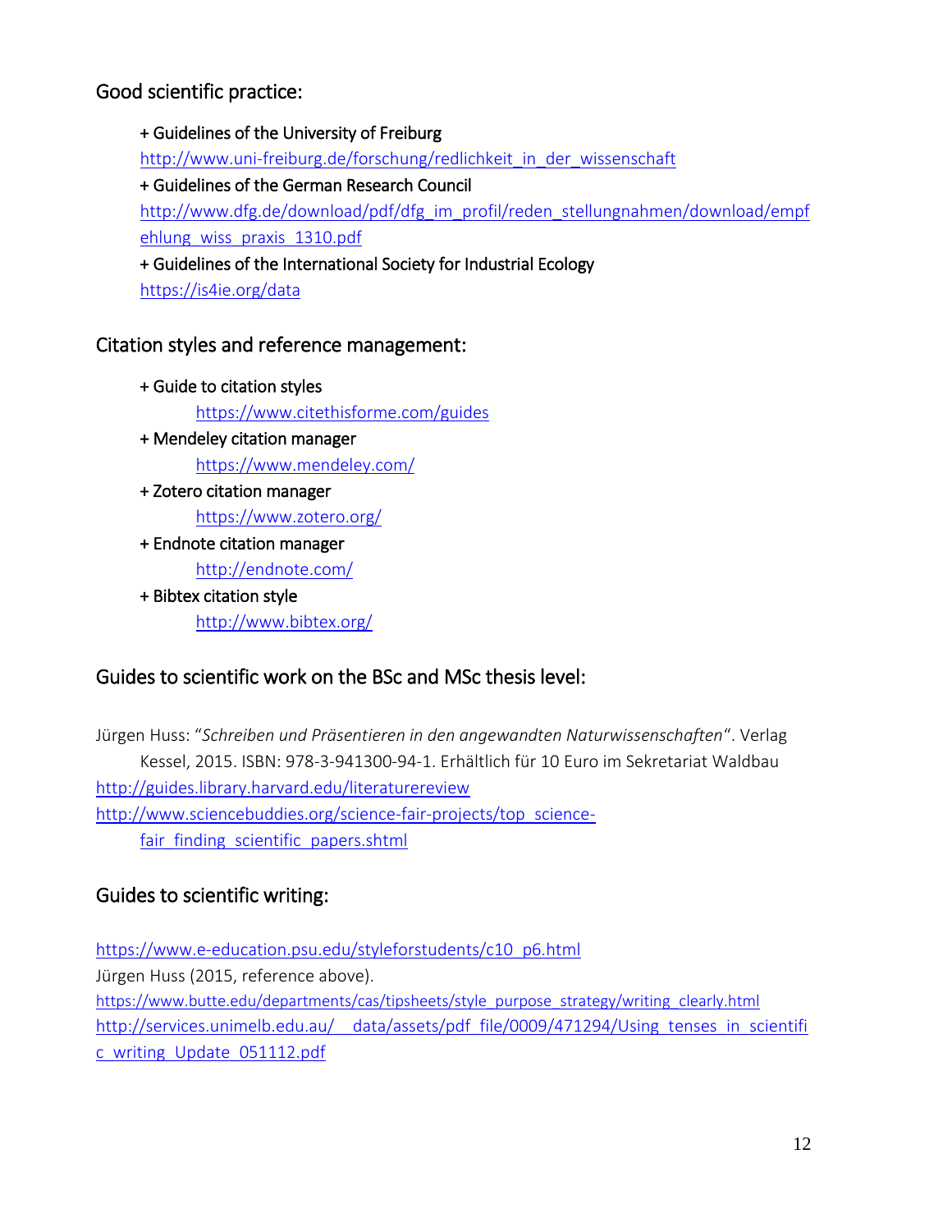## Good scientific practice:

+ Guidelines of the University of Freiburg
http://www.uni-freiburg.de/forschung/redlichkeit_in_der_wissenschaft
+ Guidelines of the German Research Council
http://www.dfg.de/download/pdf/dfg_im_profil/reden_stellungnahmen/download/empfehlung_wiss_praxis_1310.pdf
+ Guidelines of the International Society for Industrial Ecology
https://is4ie.org/data

## Citation styles and reference management:

+ Guide to citation styles
https://www.citethisforme.com/guides
+ Mendeley citation manager
https://www.mendeley.com/
+ Zotero citation manager
https://www.zotero.org/
+ Endnote citation manager
http://endnote.com/
+ Bibtex citation style
http://www.bibtex.org/

## Guides to scientific work on the BSc and MSc thesis level:

Jürgen Huss: "*Schreiben und Präsentieren in den angewandten Naturwissenschaften*". Verlag Kessel, 2015. ISBN: 978-3-941300-94-1. Erhältlich für 10 Euro im Sekretariat Waldbau
http://guides.library.harvard.edu/literaturereview
http://www.sciencebuddies.org/science-fair-projects/top_science-fair_finding_scientific_papers.shtml

## Guides to scientific writing:

https://www.e-education.psu.edu/styleforstudents/c10_p6.html
Jürgen Huss (2015, reference above).
https://www.butte.edu/departments/cas/tipsheets/style_purpose_strategy/writing_clearly.html
http://services.unimelb.edu.au/__data/assets/pdf_file/0009/471294/Using_tenses_in_scientific_writing_Update_051112.pdf